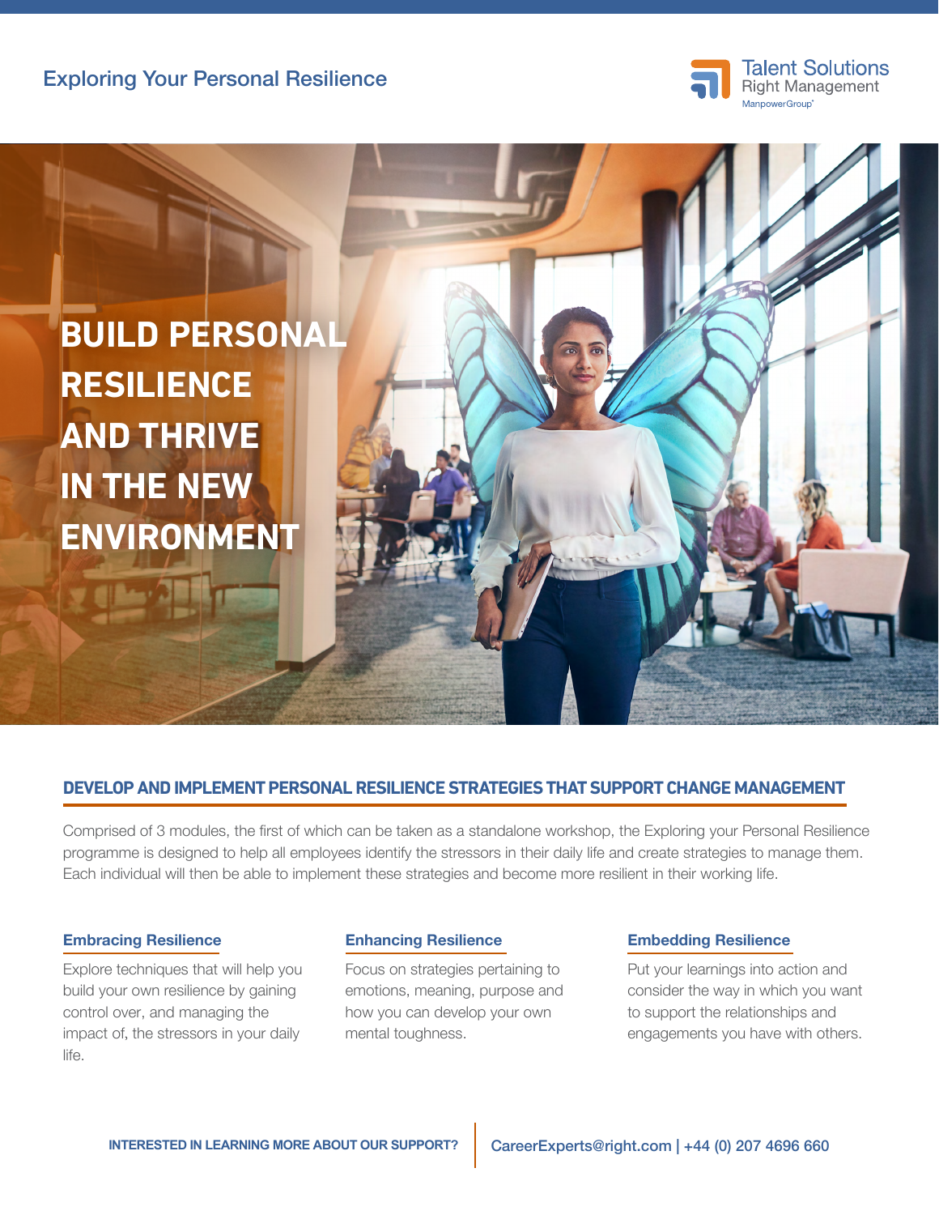Exploring Your Personal Resilience

Talent Solutions
Right Management
ManpowerGroup

# BUILD PERSONAL RESILIENCE AND THRIVE IN THE NEW ENVIRONMENT

## DEVELOP AND IMPLEMENT PERSONAL RESILIENCE STRATEGIES THAT SUPPORT CHANGE MANAGEMENT

Comprised of 3 modules, the first of which can be taken as a standalone workshop, the Exploring your Personal Resilience programme is designed to help all employees identify the stressors in their daily life and create strategies to manage them. Each individual will then be able to implement these strategies and become more resilient in their working life.

### Embracing Resilience

Explore techniques that will help you build your own resilience by gaining control over, and managing the impact of, the stressors in your daily life.

### Enhancing Resilience

Focus on strategies pertaining to emotions, meaning, purpose and how you can develop your own mental toughness.

### Embedding Resilience

Put your learnings into action and consider the way in which you want to support the relationships and engagements you have with others.

**INTERESTED IN LEARNING MORE ABOUT OUR SUPPORT?** | CareerExperts@right.com | +44 (0) 207 4696 660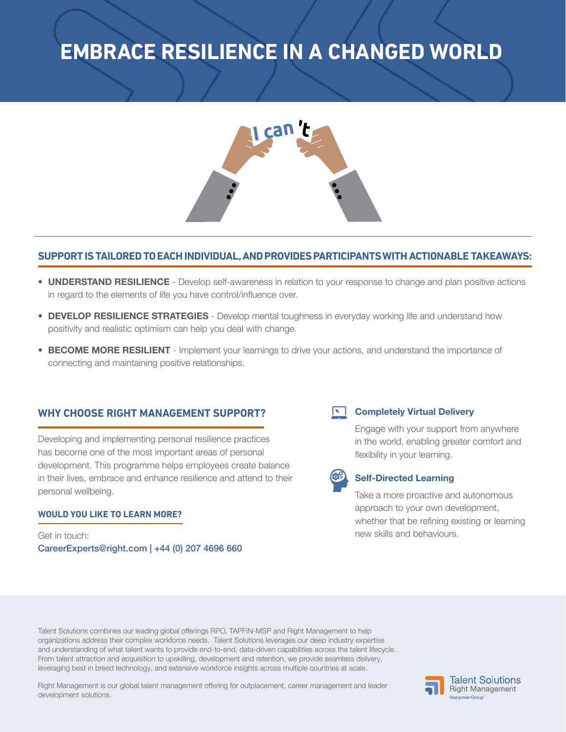# EMBRACE RESILIENCE IN A CHANGED WORLD

## SUPPORT IS TAILORED TO EACH INDIVIDUAL, AND PROVIDES PARTICIPANTS WITH ACTIONABLE TAKEAWAYS:

- **UNDERSTAND RESILIENCE** - Develop self-awareness in relation to your response to change and plan positive actions in regard to the elements of life you have control/influence over.
- **DEVELOP RESILIENCE STRATEGIES** - Develop mental toughness in everyday working life and understand how positivity and realistic optimism can help you deal with change.
- **BECOME MORE RESILIENT** - Implement your learnings to drive your actions, and understand the importance of connecting and maintaining positive relationships.

## WHY CHOOSE RIGHT MANAGEMENT SUPPORT?

Developing and implementing personal resilience practices has become one of the most important areas of personal development. This programme helps employees create balance in their lives, embrace and enhance resilience and attend to their personal wellbeing.

### WOULD YOU LIKE TO LEARN MORE?

Get in touch:
CareerExperts@right.com | +44 (0) 207 4696 660

### Completely Virtual Delivery

Engage with your support from anywhere in the world, enabling greater comfort and flexibility in your learning.

### Self-Directed Learning

Take a more proactive and autonomous approach to your own development, whether that be refining existing or learning new skills and behaviours.

Talent Solutions combines our leading global offerings RPO, TAPFIN-MSP and Right Management to help organizations address their complex workforce needs. Talent Solutions leverages our deep industry expertise and understanding of what talent wants to provide end-to-end, data-driven capabilities across the talent lifecycle. From talent attraction and acquisition to upskilling, development and retention, we provide seamless delivery, leveraging best in breed technology, and extensive workforce insights across multiple countries at scale.

Right Management is our global talent management offering for outplacement, career management and leader development solutions.

Talent Solutions
Right Management
ManpowerGroup